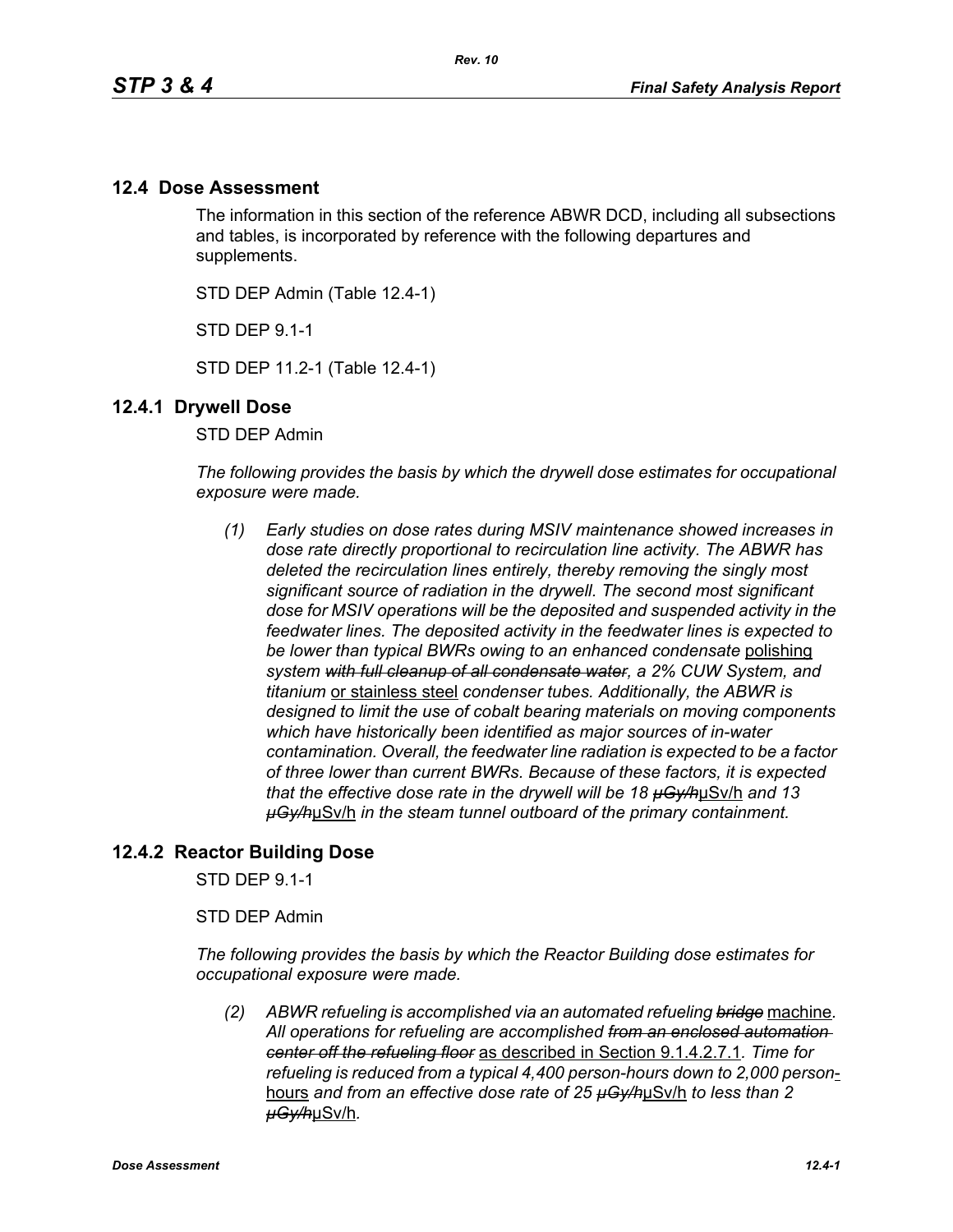## 12.4 Dose Assessment

The information in this section of the reference ABWR DCD, including all subsections and tables, is incorporated by reference with the following departures and supplements.

STD DEP Admin (Table 12.4-1)

STD DEP 9.1-1

STD DEP 11.2-1 (Table 12.4-1)

### 12.4.1 Drywell Dose

STD DEP Admin

*The following provides the basis by which the drywell dose estimates for occupational exposure were made.*

*(1) Early studies on dose rates during MSIV maintenance showed increases in dose rate directly proportional to recirculation line activity. The ABWR has deleted the recirculation lines entirely, thereby removing the singly most significant source of radiation in the drywell. The second most significant dose for MSIV operations will be the deposited and suspended activity in the feedwater lines. The deposited activity in the feedwater lines is expected to be lower than typical BWRs owing to an enhanced condensate* polishing *system ~~with full cleanup of all condensate water~~, a 2% CUW System, and titanium* or stainless steel *condenser tubes. Additionally, the ABWR is designed to limit the use of cobalt bearing materials on moving components which have historically been identified as major sources of in-water contamination. Overall, the feedwater line radiation is expected to be a factor of three lower than current BWRs. Because of these factors, it is expected that the effective dose rate in the drywell will be 18 ~~μGy/h~~*μSv/h *and 13 ~~μGy/h~~*μSv/h *in the steam tunnel outboard of the primary containment.*

### 12.4.2 Reactor Building Dose

STD DEP 9.1-1

STD DEP Admin

*The following provides the basis by which the Reactor Building dose estimates for occupational exposure were made.*

*(2) ABWR refueling is accomplished via an automated refueling ~~bridge~~* machine*. All operations for refueling are accomplished ~~from an enclosed automation center off the refueling floor~~* as described in Section 9.1.4.2.7.1*. Time for refueling is reduced from a typical 4,400 person-hours down to 2,000 person*-hours *and from an effective dose rate of 25 ~~μGy/h~~*μSv/h *to less than 2 ~~μGy/h~~*μSv/h*.*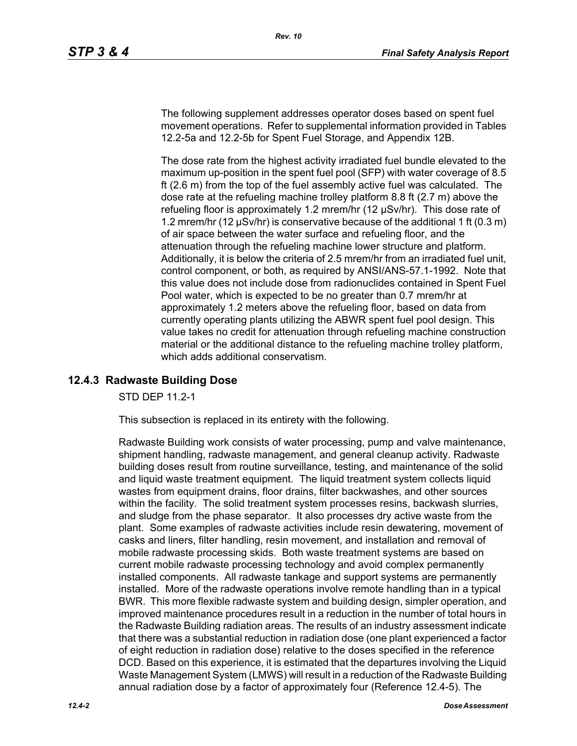The following supplement addresses operator doses based on spent fuel movement operations. Refer to supplemental information provided in Tables 12.2-5a and 12.2-5b for Spent Fuel Storage, and Appendix 12B.

The dose rate from the highest activity irradiated fuel bundle elevated to the maximum up-position in the spent fuel pool (SFP) with water coverage of 8.5 ft (2.6 m) from the top of the fuel assembly active fuel was calculated. The dose rate at the refueling machine trolley platform 8.8 ft (2.7 m) above the refueling floor is approximately 1.2 mrem/hr (12 μSv/hr). This dose rate of 1.2 mrem/hr (12 μSv/hr) is conservative because of the additional 1 ft (0.3 m) of air space between the water surface and refueling floor, and the attenuation through the refueling machine lower structure and platform. Additionally, it is below the criteria of 2.5 mrem/hr from an irradiated fuel unit, control component, or both, as required by ANSI/ANS-57.1-1992. Note that this value does not include dose from radionuclides contained in Spent Fuel Pool water, which is expected to be no greater than 0.7 mrem/hr at approximately 1.2 meters above the refueling floor, based on data from currently operating plants utilizing the ABWR spent fuel pool design. This value takes no credit for attenuation through refueling machine construction material or the additional distance to the refueling machine trolley platform, which adds additional conservatism.

## 12.4.3 Radwaste Building Dose

STD DEP 11.2-1

This subsection is replaced in its entirety with the following.

Radwaste Building work consists of water processing, pump and valve maintenance, shipment handling, radwaste management, and general cleanup activity. Radwaste building doses result from routine surveillance, testing, and maintenance of the solid and liquid waste treatment equipment. The liquid treatment system collects liquid wastes from equipment drains, floor drains, filter backwashes, and other sources within the facility. The solid treatment system processes resins, backwash slurries, and sludge from the phase separator. It also processes dry active waste from the plant. Some examples of radwaste activities include resin dewatering, movement of casks and liners, filter handling, resin movement, and installation and removal of mobile radwaste processing skids. Both waste treatment systems are based on current mobile radwaste processing technology and avoid complex permanently installed components. All radwaste tankage and support systems are permanently installed. More of the radwaste operations involve remote handling than in a typical BWR. This more flexible radwaste system and building design, simpler operation, and improved maintenance procedures result in a reduction in the number of total hours in the Radwaste Building radiation areas. The results of an industry assessment indicate that there was a substantial reduction in radiation dose (one plant experienced a factor of eight reduction in radiation dose) relative to the doses specified in the reference DCD. Based on this experience, it is estimated that the departures involving the Liquid Waste Management System (LMWS) will result in a reduction of the Radwaste Building annual radiation dose by a factor of approximately four (Reference 12.4-5). The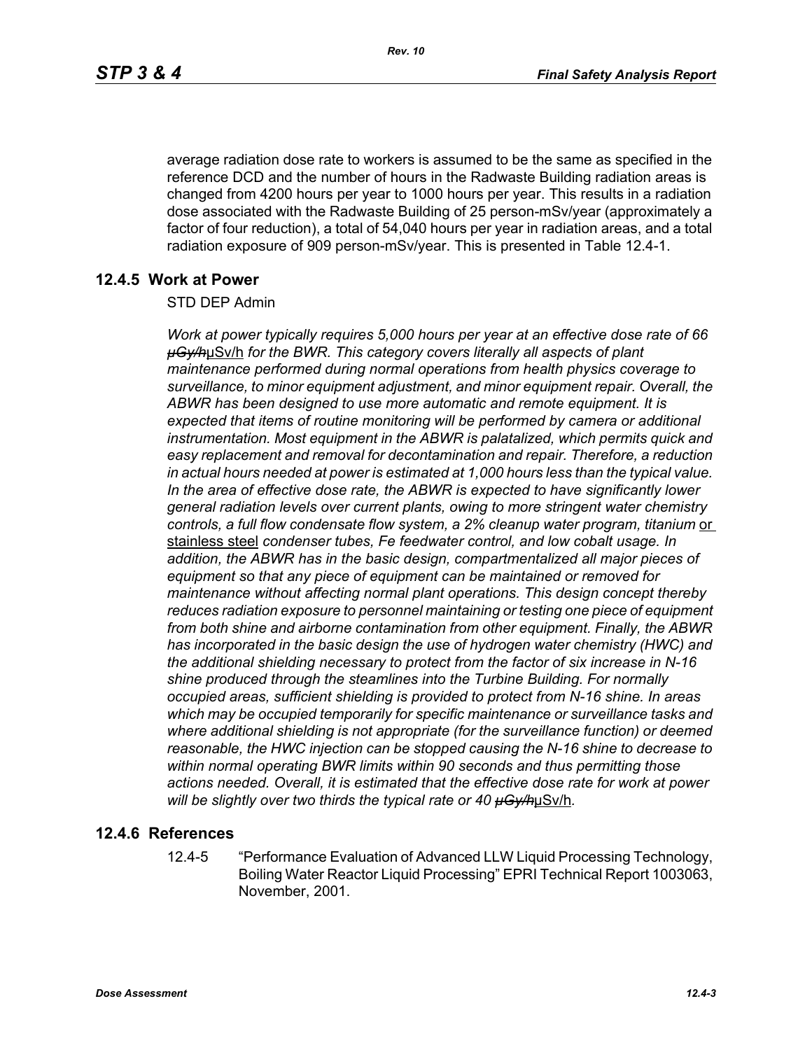average radiation dose rate to workers is assumed to be the same as specified in the reference DCD and the number of hours in the Radwaste Building radiation areas is changed from 4200 hours per year to 1000 hours per year. This results in a radiation dose associated with the Radwaste Building of 25 person-mSv/year (approximately a factor of four reduction), a total of 54,040 hours per year in radiation areas, and a total radiation exposure of 909 person-mSv/year. This is presented in Table 12.4-1.

## 12.4.5 Work at Power

STD DEP Admin

*Work at power typically requires 5,000 hours per year at an effective dose rate of 66* ~~*μGy/h*~~μSv/h *for the BWR. This category covers literally all aspects of plant maintenance performed during normal operations from health physics coverage to surveillance, to minor equipment adjustment, and minor equipment repair. Overall, the ABWR has been designed to use more automatic and remote equipment. It is expected that items of routine monitoring will be performed by camera or additional instrumentation. Most equipment in the ABWR is palatalized, which permits quick and easy replacement and removal for decontamination and repair. Therefore, a reduction in actual hours needed at power is estimated at 1,000 hours less than the typical value. In the area of effective dose rate, the ABWR is expected to have significantly lower general radiation levels over current plants, owing to more stringent water chemistry controls, a full flow condensate flow system, a 2% cleanup water program, titanium* <u>or stainless steel</u> *condenser tubes, Fe feedwater control, and low cobalt usage. In addition, the ABWR has in the basic design, compartmentalized all major pieces of equipment so that any piece of equipment can be maintained or removed for maintenance without affecting normal plant operations. This design concept thereby reduces radiation exposure to personnel maintaining or testing one piece of equipment from both shine and airborne contamination from other equipment. Finally, the ABWR has incorporated in the basic design the use of hydrogen water chemistry (HWC) and the additional shielding necessary to protect from the factor of six increase in N-16 shine produced through the steamlines into the Turbine Building. For normally occupied areas, sufficient shielding is provided to protect from N-16 shine. In areas which may be occupied temporarily for specific maintenance or surveillance tasks and where additional shielding is not appropriate (for the surveillance function) or deemed reasonable, the HWC injection can be stopped causing the N-16 shine to decrease to within normal operating BWR limits within 90 seconds and thus permitting those actions needed. Overall, it is estimated that the effective dose rate for work at power will be slightly over two thirds the typical rate or 40* ~~*μGy/h*~~μSv/h.

## 12.4.6 References

12.4-5 "Performance Evaluation of Advanced LLW Liquid Processing Technology, Boiling Water Reactor Liquid Processing" EPRI Technical Report 1003063, November, 2001.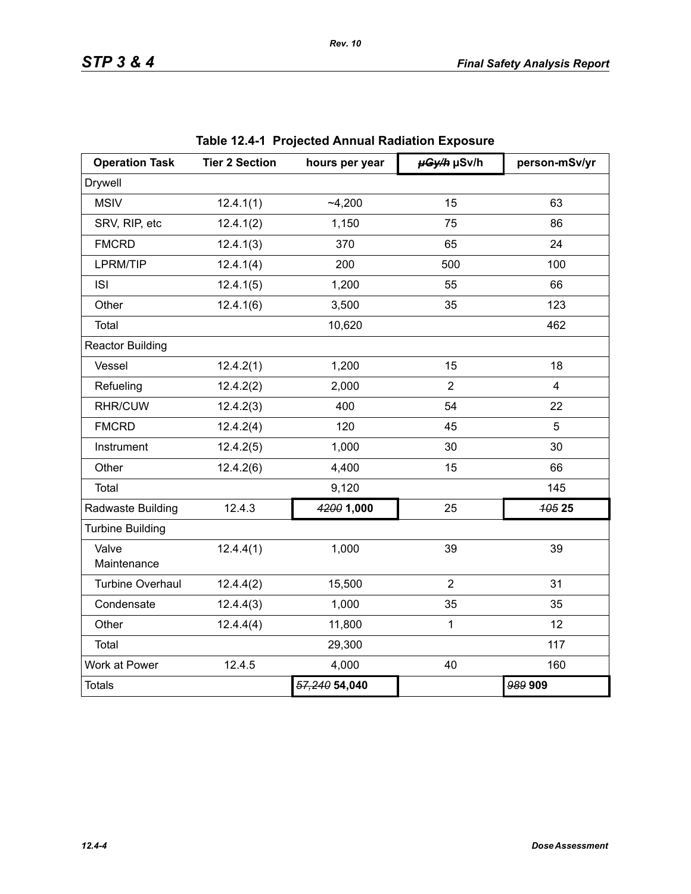**Table 12.4-1 Projected Annual Radiation Exposure**

| Operation Task | Tier 2 Section | hours per year | ~~μGy/h~~ μSv/h | person-mSv/yr |
|---|---|---|---|---|
| Drywell | | | | |
| MSIV | 12.4.1(1) | ~4,200 | 15 | 63 |
| SRV, RIP, etc | 12.4.1(2) | 1,150 | 75 | 86 |
| FMCRD | 12.4.1(3) | 370 | 65 | 24 |
| LPRM/TIP | 12.4.1(4) | 200 | 500 | 100 |
| ISI | 12.4.1(5) | 1,200 | 55 | 66 |
| Other | 12.4.1(6) | 3,500 | 35 | 123 |
| Total | | 10,620 | | 462 |
| Reactor Building | | | | |
| Vessel | 12.4.2(1) | 1,200 | 15 | 18 |
| Refueling | 12.4.2(2) | 2,000 | 2 | 4 |
| RHR/CUW | 12.4.2(3) | 400 | 54 | 22 |
| FMCRD | 12.4.2(4) | 120 | 45 | 5 |
| Instrument | 12.4.2(5) | 1,000 | 30 | 30 |
| Other | 12.4.2(6) | 4,400 | 15 | 66 |
| Total | | 9,120 | | 145 |
| Radwaste Building | 12.4.3 | ~~*4200*~~ **1,000** | 25 | ~~*105*~~ **25** |
| Turbine Building | | | | |
| Valve Maintenance | 12.4.4(1) | 1,000 | 39 | 39 |
| Turbine Overhaul | 12.4.4(2) | 15,500 | 2 | 31 |
| Condensate | 12.4.4(3) | 1,000 | 35 | 35 |
| Other | 12.4.4(4) | 11,800 | 1 | 12 |
| Total | | 29,300 | | 117 |
| Work at Power | 12.4.5 | 4,000 | 40 | 160 |
| Totals | | ~~*57,240*~~ **54,040** | | ~~*989*~~ **909** |